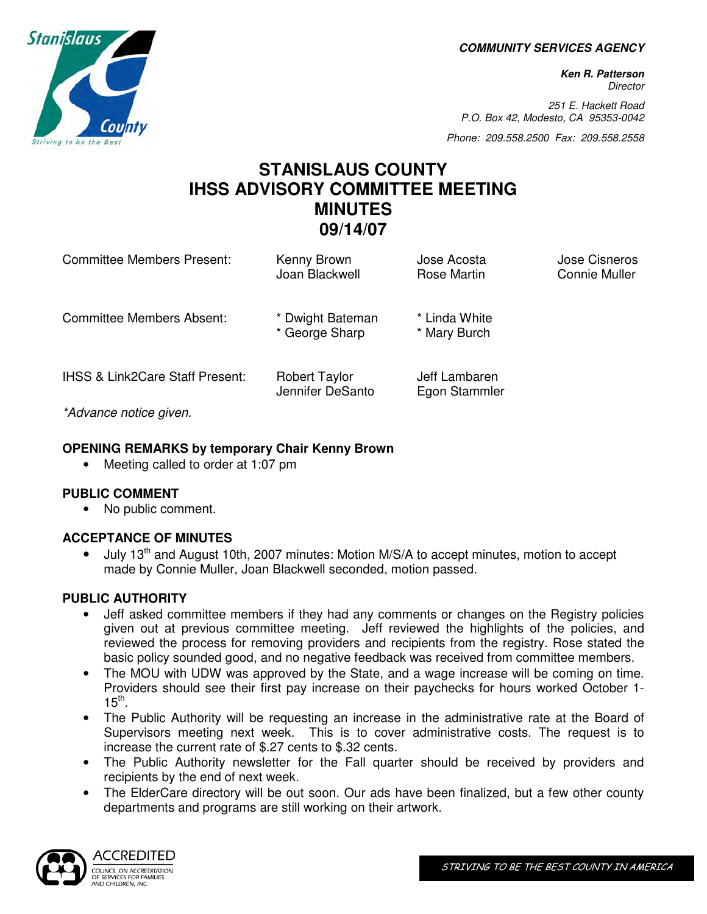**COMMUNITY SERVICES AGENCY**

**Ken R. Patterson**
*Director*

*251 E. Hackett Road*
*P.O. Box 42, Modesto, CA 95353-0042*

*Phone: 209.558.2500 Fax: 209.558.2558*

# STANISLAUS COUNTY
# IHSS ADVISORY COMMITTEE MEETING
# MINUTES
# 09/14/07

| | | | |
|---|---|---|---|
| Committee Members Present: | Kenny Brown<br>Joan Blackwell | Jose Acosta<br>Rose Martin | Jose Cisneros<br>Connie Muller |
| Committee Members Absent: | * Dwight Bateman<br>* George Sharp | * Linda White<br>* Mary Burch | |
| IHSS & Link2Care Staff Present: | Robert Taylor<br>Jennifer DeSanto | Jeff Lambaren<br>Egon Stammler | |

*\*Advance notice given.*

**OPENING REMARKS by temporary Chair Kenny Brown**

- Meeting called to order at 1:07 pm

**PUBLIC COMMENT**

- No public comment.

**ACCEPTANCE OF MINUTES**

- July 13th and August 10th, 2007 minutes: Motion M/S/A to accept minutes, motion to accept made by Connie Muller, Joan Blackwell seconded, motion passed.

**PUBLIC AUTHORITY**

- Jeff asked committee members if they had any comments or changes on the Registry policies given out at previous committee meeting. Jeff reviewed the highlights of the policies, and reviewed the process for removing providers and recipients from the registry. Rose stated the basic policy sounded good, and no negative feedback was received from committee members.
- The MOU with UDW was approved by the State, and a wage increase will be coming on time. Providers should see their first pay increase on their paychecks for hours worked October 1-15th.
- The Public Authority will be requesting an increase in the administrative rate at the Board of Supervisors meeting next week. This is to cover administrative costs. The request is to increase the current rate of $.27 cents to $.32 cents.
- The Public Authority newsletter for the Fall quarter should be received by providers and recipients by the end of next week.
- The ElderCare directory will be out soon. Our ads have been finalized, but a few other county departments and programs are still working on their artwork.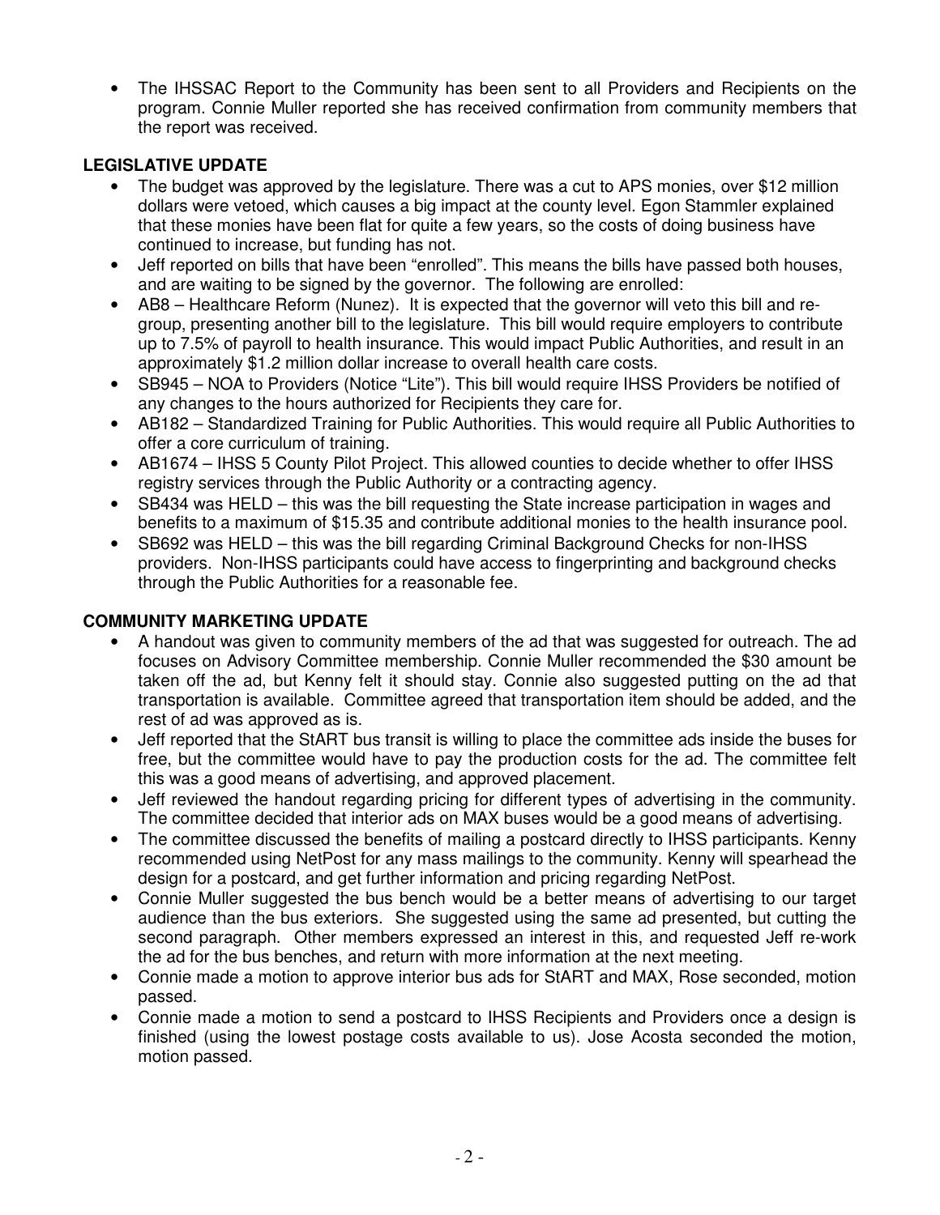- The IHSSAC Report to the Community has been sent to all Providers and Recipients on the program. Connie Muller reported she has received confirmation from community members that the report was received.

**LEGISLATIVE UPDATE**

- The budget was approved by the legislature. There was a cut to APS monies, over $12 million dollars were vetoed, which causes a big impact at the county level. Egon Stammler explained that these monies have been flat for quite a few years, so the costs of doing business have continued to increase, but funding has not.
- Jeff reported on bills that have been "enrolled". This means the bills have passed both houses, and are waiting to be signed by the governor. The following are enrolled:
- AB8 – Healthcare Reform (Nunez). It is expected that the governor will veto this bill and re-group, presenting another bill to the legislature. This bill would require employers to contribute up to 7.5% of payroll to health insurance. This would impact Public Authorities, and result in an approximately $1.2 million dollar increase to overall health care costs.
- SB945 – NOA to Providers (Notice "Lite"). This bill would require IHSS Providers be notified of any changes to the hours authorized for Recipients they care for.
- AB182 – Standardized Training for Public Authorities. This would require all Public Authorities to offer a core curriculum of training.
- AB1674 – IHSS 5 County Pilot Project. This allowed counties to decide whether to offer IHSS registry services through the Public Authority or a contracting agency.
- SB434 was HELD – this was the bill requesting the State increase participation in wages and benefits to a maximum of $15.35 and contribute additional monies to the health insurance pool.
- SB692 was HELD – this was the bill regarding Criminal Background Checks for non-IHSS providers. Non-IHSS participants could have access to fingerprinting and background checks through the Public Authorities for a reasonable fee.

**COMMUNITY MARKETING UPDATE**

- A handout was given to community members of the ad that was suggested for outreach. The ad focuses on Advisory Committee membership. Connie Muller recommended the $30 amount be taken off the ad, but Kenny felt it should stay. Connie also suggested putting on the ad that transportation is available. Committee agreed that transportation item should be added, and the rest of ad was approved as is.
- Jeff reported that the StART bus transit is willing to place the committee ads inside the buses for free, but the committee would have to pay the production costs for the ad. The committee felt this was a good means of advertising, and approved placement.
- Jeff reviewed the handout regarding pricing for different types of advertising in the community. The committee decided that interior ads on MAX buses would be a good means of advertising.
- The committee discussed the benefits of mailing a postcard directly to IHSS participants. Kenny recommended using NetPost for any mass mailings to the community. Kenny will spearhead the design for a postcard, and get further information and pricing regarding NetPost.
- Connie Muller suggested the bus bench would be a better means of advertising to our target audience than the bus exteriors. She suggested using the same ad presented, but cutting the second paragraph. Other members expressed an interest in this, and requested Jeff re-work the ad for the bus benches, and return with more information at the next meeting.
- Connie made a motion to approve interior bus ads for StART and MAX, Rose seconded, motion passed.
- Connie made a motion to send a postcard to IHSS Recipients and Providers once a design is finished (using the lowest postage costs available to us). Jose Acosta seconded the motion, motion passed.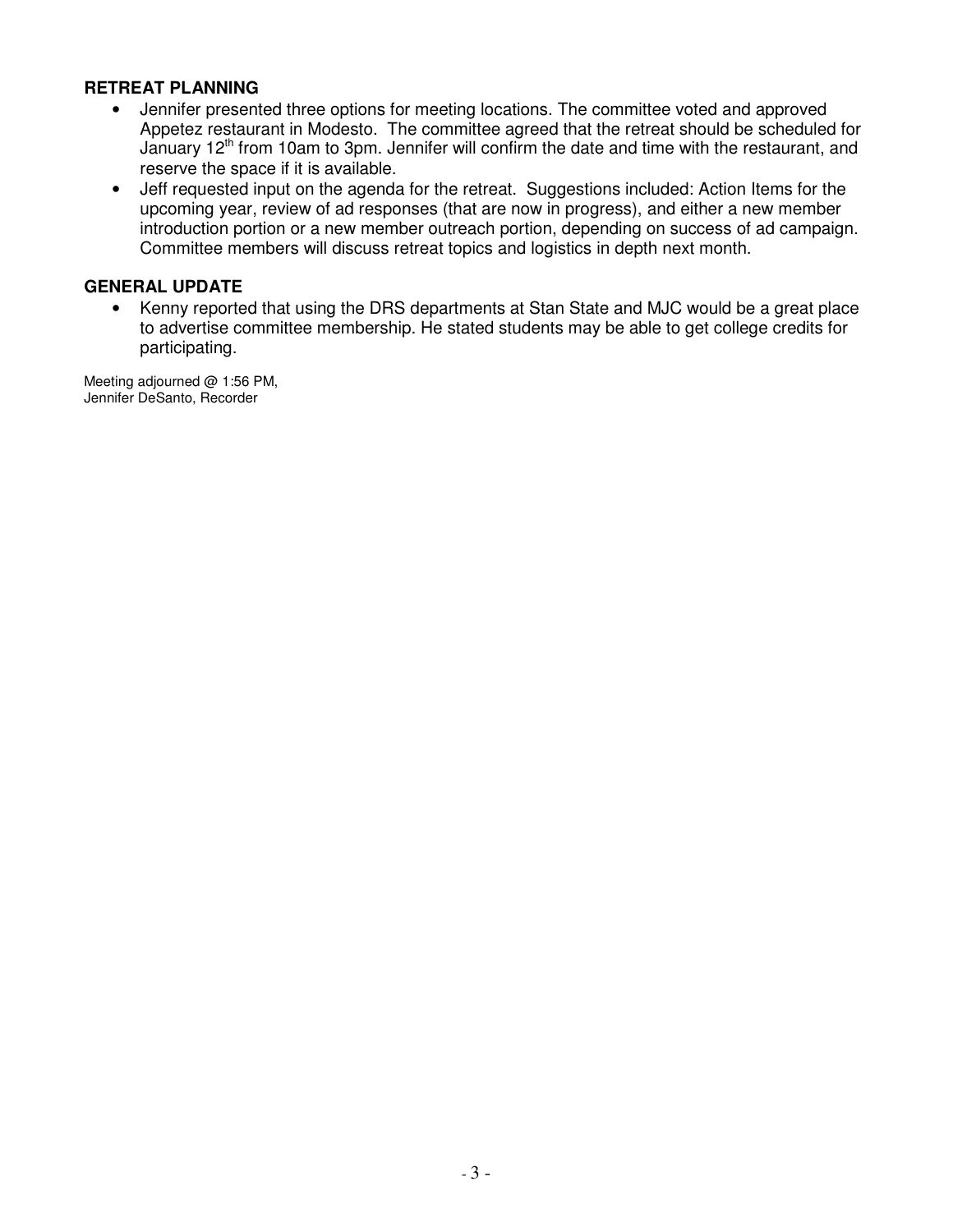**RETREAT PLANNING**

- Jennifer presented three options for meeting locations. The committee voted and approved Appetez restaurant in Modesto. The committee agreed that the retreat should be scheduled for January 12th from 10am to 3pm. Jennifer will confirm the date and time with the restaurant, and reserve the space if it is available.
- Jeff requested input on the agenda for the retreat. Suggestions included: Action Items for the upcoming year, review of ad responses (that are now in progress), and either a new member introduction portion or a new member outreach portion, depending on success of ad campaign. Committee members will discuss retreat topics and logistics in depth next month.

**GENERAL UPDATE**

- Kenny reported that using the DRS departments at Stan State and MJC would be a great place to advertise committee membership. He stated students may be able to get college credits for participating.

Meeting adjourned @ 1:56 PM,
Jennifer DeSanto, Recorder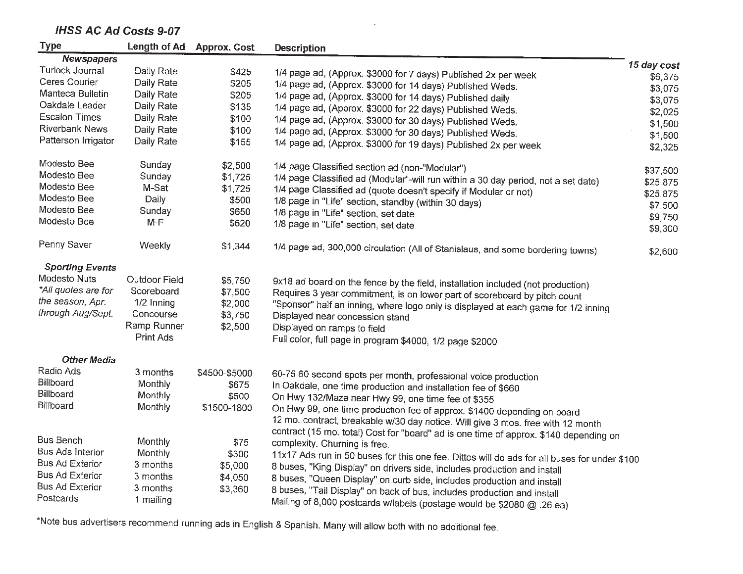## *IHSS AC Ad Costs 9-07*

| Type | Length of Ad | Approx. Cost | Description | 15 day cost |
|---|---|---|---|---|
| ***Newspapers*** | | | | |
| Turlock Journal | Daily Rate | $425 | 1/4 page ad, (Approx. $3000 for 7 days) Published 2x per week | $6,375 |
| Ceres Courier | Daily Rate | $205 | 1/4 page ad, (Approx. $3000 for 14 days) Published Weds. | $3,075 |
| Manteca Bulletin | Daily Rate | $205 | 1/4 page ad, (Approx. $3000 for 14 days) Published daily | $3,075 |
| Oakdale Leader | Daily Rate | $135 | 1/4 page ad, (Approx. $3000 for 22 days) Published Weds. | $2,025 |
| Escalon Times | Daily Rate | $100 | 1/4 page ad, (Approx. $3000 for 30 days) Published Weds. | $1,500 |
| Riverbank News | Daily Rate | $100 | 1/4 page ad, (Approx. $3000 for 30 days) Published Weds. | $1,500 |
| Patterson Irrigator | Daily Rate | $155 | 1/4 page ad, (Approx. $3000 for 19 days) Published 2x per week | $2,325 |
| Modesto Bee | Sunday | $2,500 | 1/4 page Classified section ad (non-"Modular") | $37,500 |
| Modesto Bee | Sunday | $1,725 | 1/4 page Classified ad (Modular"-will run within a 30 day period, not a set date) | $25,875 |
| Modesto Bee | M-Sat | $1,725 | 1/4 page Classified ad (quote doesn't specify if Modular or not) | $25,875 |
| Modesto Bee | Daily | $500 | 1/8 page in "Life" section, standby (within 30 days) | $7,500 |
| Modesto Bee | Sunday | $650 | 1/8 page in "Life" section, set date | $9,750 |
| Modesto Bee | M-F | $620 | 1/8 page in "Life" section, set date | $9,300 |
| Penny Saver | Weekly | $1,344 | 1/4 page ad, 300,000 circulation (All of Stanislaus, and some bordering towns) | $2,600 |
| ***Sporting Events*** | | | | |
| Modesto Nuts | Outdoor Field | $5,750 | 9x18 ad board on the fence by the field, installation included (not production) | |
| **All quotes are for* | Scoreboard | $7,500 | Requires 3 year commitment, is on lower part of scoreboard by pitch count | |
| *the season, Apr.* | 1/2 Inning | $2,000 | "Sponsor" half an inning, where logo only is displayed at each game for 1/2 inning | |
| *through Aug/Sept.* | Concourse | $3,750 | Displayed near concession stand | |
| | Ramp Runner | $2,500 | Displayed on ramps to field | |
| | Print Ads | | Full color, full page in program $4000, 1/2 page $2000 | |
| ***Other Media*** | | | | |
| Radio Ads | 3 months | $4500-$5000 | 60-75 60 second spots per month, professional voice production | |
| Billboard | Monthly | $675 | In Oakdale, one time production and installation fee of $660 | |
| Billboard | Monthly | $500 | On Hwy 132/Maze near Hwy 99, one time fee of $355 | |
| Billboard | Monthly | $1500-1800 | On Hwy 99, one time production fee of approx. $1400 depending on board | |
| Bus Bench | Monthly | $75 | 12 mo. contract, breakable w/30 day notice. Will give 3 mos. free with 12 month contract (15 mo. total) Cost for "board" ad is one time of approx. $140 depending on complexity. Churning is free. | |
| Bus Ads Interior | Monthly | $300 | 11x17 Ads run in 50 buses for this one fee. Dittos will do ads for all buses for under $100 | |
| Bus Ad Exterior | 3 months | $5,000 | 8 buses, "King Display" on drivers side, includes production and install | |
| Bus Ad Exterior | 3 months | $4,050 | 8 buses, "Queen Display" on curb side, includes production and install | |
| Bus Ad Exterior | 3 months | $3,360 | 8 buses, "Tail Display" on back of bus, includes production and install | |
| Postcards | 1 mailing | | Mailing of 8,000 postcards w/labels (postage would be $2080 @ .26 ea) | |

*Note bus advertisers recommend running ads in English & Spanish. Many will allow both with no additional fee.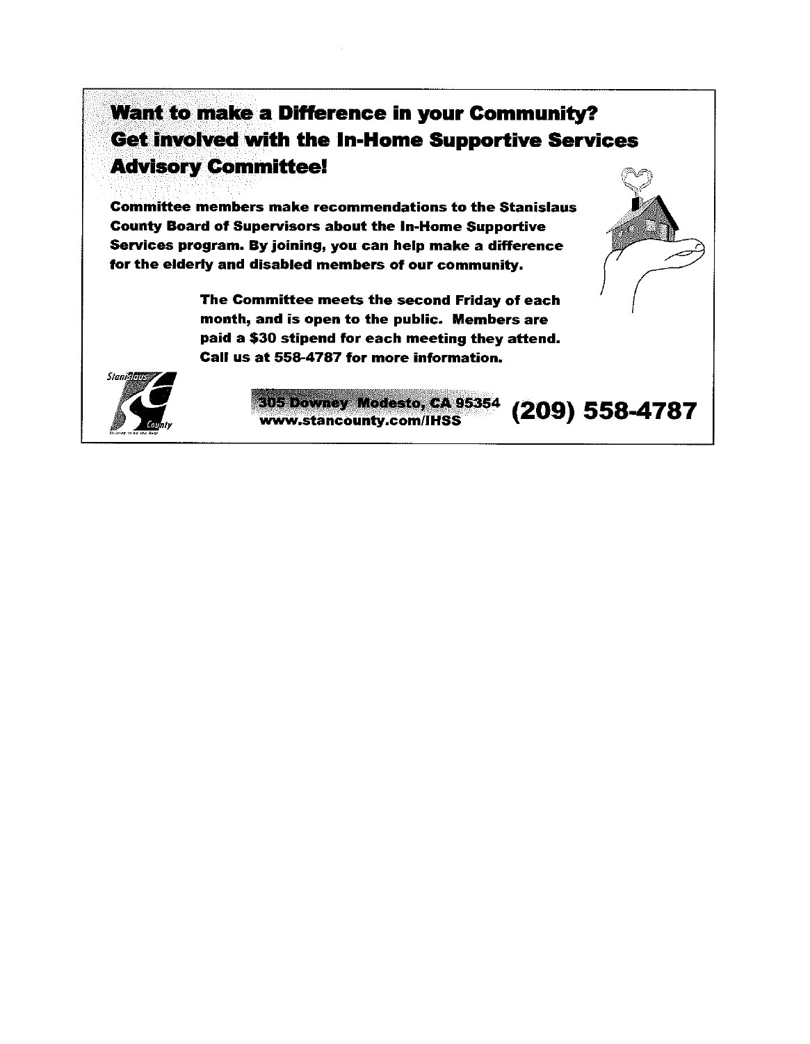# Want to make a Difference in your Community? Get involved with the In-Home Supportive Services Advisory Committee!

**Committee members make recommendations to the Stanislaus County Board of Supervisors about the In-Home Supportive Services program. By joining, you can help make a difference for the elderly and disabled members of our community.**

**The Committee meets the second Friday of each month, and is open to the public. Members are paid a $30 stipend for each meeting they attend. Call us at 558-4787 for more information.**

Stanislaus County

**305 Downey Modesto, CA 95354**
**www.stancounty.com/IHSS**

**(209) 558-4787**